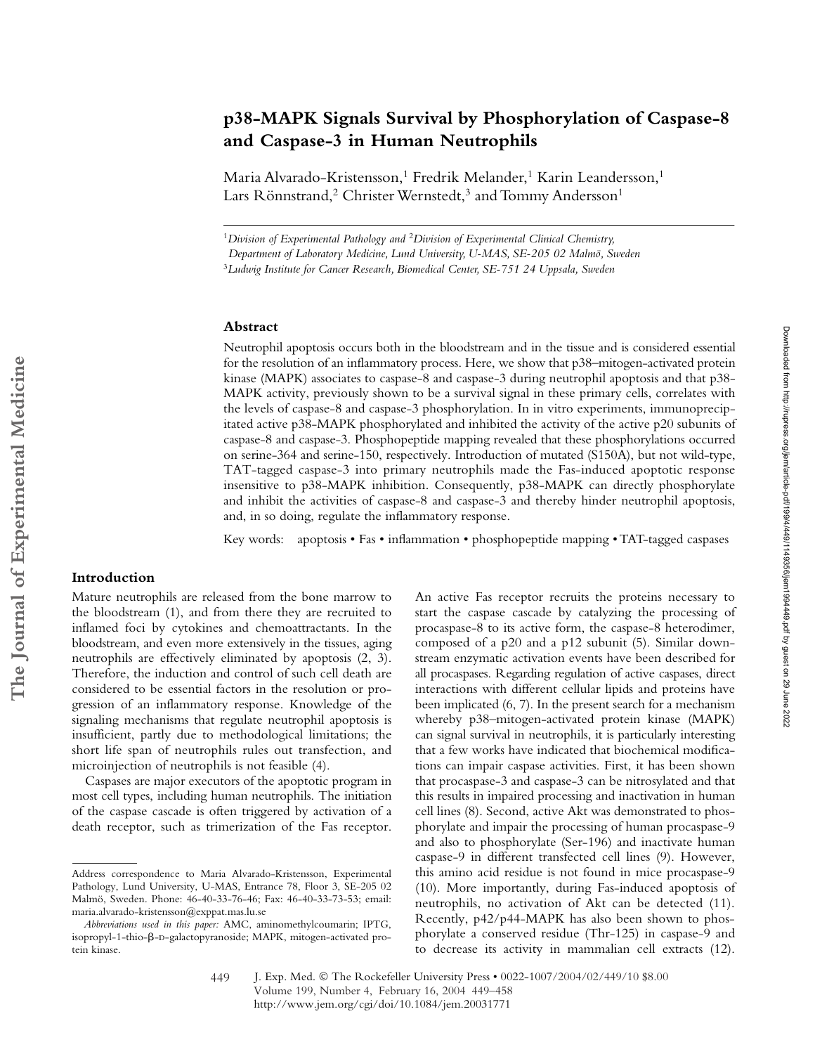# p38-MAPK Signals Survival by Phosphorylation of Caspase-8 and Caspase-3 in Human Neutrophils

Maria Alvarado-Kristensson,[1] Fredrik Melander,[1] Karin Leandersson,[1] Lars Rönnstrand,[2] Christer Wernstedt,[3] and Tommy Andersson[1]

[1]*Division of Experimental Pathology and* [2]*Division of Experimental Clinical Chemistry, Department of Laboratory Medicine, Lund University, U-MAS, SE-205 02 Malmö, Sweden*
[3]*Ludwig Institute for Cancer Research, Biomedical Center, SE-751 24 Uppsala, Sweden*

## Abstract

Neutrophil apoptosis occurs both in the bloodstream and in the tissue and is considered essential for the resolution of an inflammatory process. Here, we show that p38–mitogen-activated protein kinase (MAPK) associates to caspase-8 and caspase-3 during neutrophil apoptosis and that p38-MAPK activity, previously shown to be a survival signal in these primary cells, correlates with the levels of caspase-8 and caspase-3 phosphorylation. In in vitro experiments, immunoprecipitated active p38-MAPK phosphorylated and inhibited the activity of the active p20 subunits of caspase-8 and caspase-3. Phosphopeptide mapping revealed that these phosphorylations occurred on serine-364 and serine-150, respectively. Introduction of mutated (S150A), but not wild-type, TAT-tagged caspase-3 into primary neutrophils made the Fas-induced apoptotic response insensitive to p38-MAPK inhibition. Consequently, p38-MAPK can directly phosphorylate and inhibit the activities of caspase-8 and caspase-3 and thereby hinder neutrophil apoptosis, and, in so doing, regulate the inflammatory response.

Key words: apoptosis • Fas • inflammation • phosphopeptide mapping • TAT-tagged caspases

## Introduction

Mature neutrophils are released from the bone marrow to the bloodstream (1), and from there they are recruited to inflamed foci by cytokines and chemoattractants. In the bloodstream, and even more extensively in the tissues, aging neutrophils are effectively eliminated by apoptosis (2, 3). Therefore, the induction and control of such cell death are considered to be essential factors in the resolution or progression of an inflammatory response. Knowledge of the signaling mechanisms that regulate neutrophil apoptosis is insufficient, partly due to methodological limitations; the short life span of neutrophils rules out transfection, and microinjection of neutrophils is not feasible (4).

Caspases are major executors of the apoptotic program in most cell types, including human neutrophils. The initiation of the caspase cascade is often triggered by activation of a death receptor, such as trimerization of the Fas receptor. An active Fas receptor recruits the proteins necessary to start the caspase cascade by catalyzing the processing of procaspase-8 to its active form, the caspase-8 heterodimer, composed of a p20 and a p12 subunit (5). Similar downstream enzymatic activation events have been described for all procaspases. Regarding regulation of active caspases, direct interactions with different cellular lipids and proteins have been implicated (6, 7). In the present search for a mechanism whereby p38–mitogen-activated protein kinase (MAPK) can signal survival in neutrophils, it is particularly interesting that a few works have indicated that biochemical modifications can impair caspase activities. First, it has been shown that procaspase-3 and caspase-3 can be nitrosylated and that this results in impaired processing and inactivation in human cell lines (8). Second, active Akt was demonstrated to phosphorylate and impair the processing of human procaspase-9 and also to phosphorylate (Ser-196) and inactivate human caspase-9 in different transfected cell lines (9). However, this amino acid residue is not found in mice procaspase-9 (10). More importantly, during Fas-induced apoptosis of neutrophils, no activation of Akt can be detected (11). Recently, p42/p44-MAPK has also been shown to phosphorylate a conserved residue (Thr-125) in caspase-9 and to decrease its activity in mammalian cell extracts (12).

---

Address correspondence to Maria Alvarado-Kristensson, Experimental Pathology, Lund University, U-MAS, Entrance 78, Floor 3, SE-205 02 Malmö, Sweden. Phone: 46-40-33-76-46; Fax: 46-40-33-73-53; email: maria.alvarado-kristensson@exppat.mas.lu.se

*Abbreviations used in this paper:* AMC, aminomethylcoumarin; IPTG, isopropyl-1-thio-β-D-galactopyranoside; MAPK, mitogen-activated protein kinase.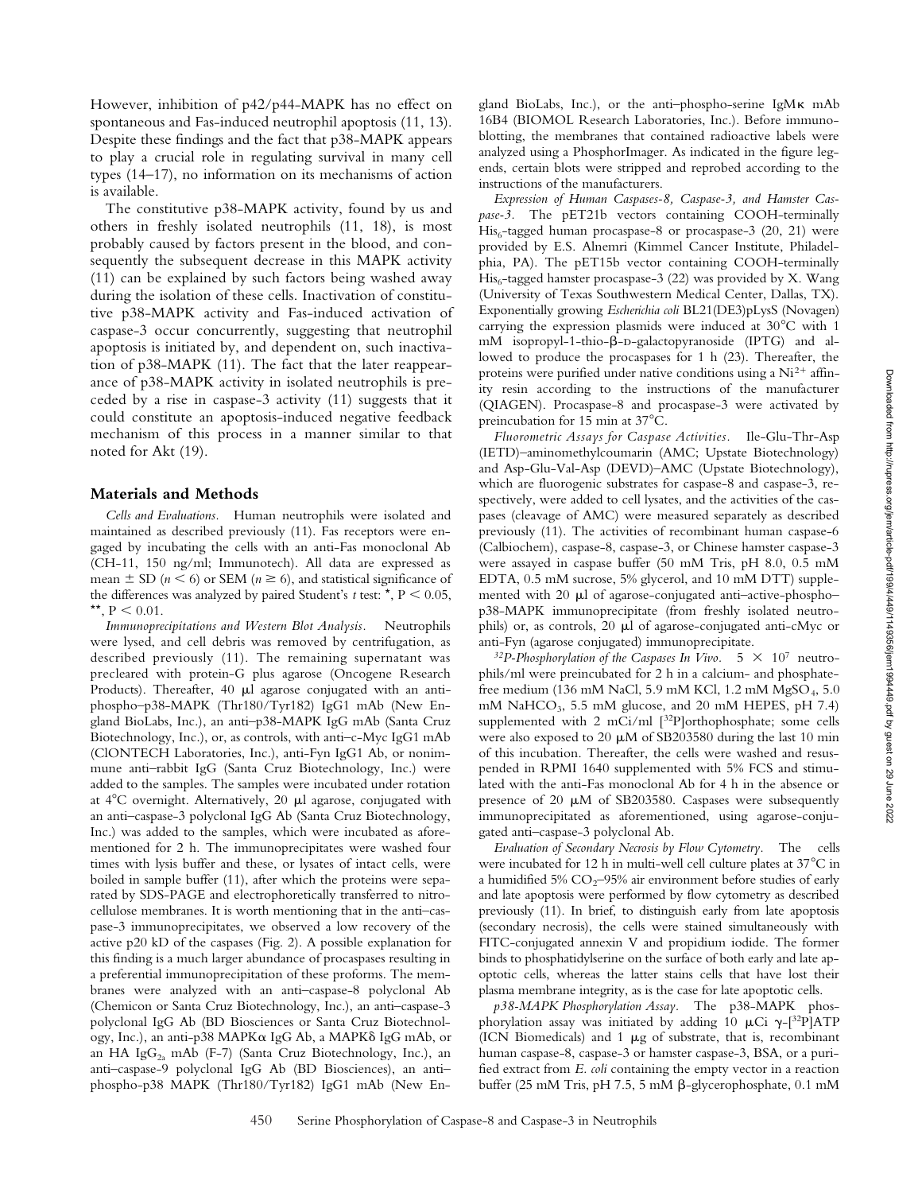However, inhibition of p42/p44-MAPK has no effect on spontaneous and Fas-induced neutrophil apoptosis (11, 13). Despite these findings and the fact that p38-MAPK appears to play a crucial role in regulating survival in many cell types (14–17), no information on its mechanisms of action is available.

The constitutive p38-MAPK activity, found by us and others in freshly isolated neutrophils (11, 18), is most probably caused by factors present in the blood, and consequently the subsequent decrease in this MAPK activity (11) can be explained by such factors being washed away during the isolation of these cells. Inactivation of constitutive p38-MAPK activity and Fas-induced activation of caspase-3 occur concurrently, suggesting that neutrophil apoptosis is initiated by, and dependent on, such inactivation of p38-MAPK (11). The fact that the later reappearance of p38-MAPK activity in isolated neutrophils is preceded by a rise in caspase-3 activity (11) suggests that it could constitute an apoptosis-induced negative feedback mechanism of this process in a manner similar to that noted for Akt (19).

## Materials and Methods

*Cells and Evaluations.* Human neutrophils were isolated and maintained as described previously (11). Fas receptors were engaged by incubating the cells with an anti-Fas monoclonal Ab (CH-11, 150 ng/ml; Immunotech). All data are expressed as mean ± SD ($n < 6$) or SEM ($n \geq 6$), and statistical significance of the differences was analyzed by paired Student's *t* test: *, $P < 0.05$, **, $P < 0.01$.

*Immunoprecipitations and Western Blot Analysis.* Neutrophils were lysed, and cell debris was removed by centrifugation, as described previously (11). The remaining supernatant was precleared with protein-G plus agarose (Oncogene Research Products). Thereafter, 40 μl agarose conjugated with an anti–phospho–p38-MAPK (Thr180/Tyr182) IgG1 mAb (New England BioLabs, Inc.), an anti–p38-MAPK IgG mAb (Santa Cruz Biotechnology, Inc.), or, as controls, with anti–c-Myc IgG1 mAb (ClONTECH Laboratories, Inc.), anti-Fyn IgG1 Ab, or nonimmune anti–rabbit IgG (Santa Cruz Biotechnology, Inc.) were added to the samples. The samples were incubated under rotation at 4°C overnight. Alternatively, 20 μl agarose, conjugated with an anti–caspase-3 polyclonal IgG Ab (Santa Cruz Biotechnology, Inc.) was added to the samples, which were incubated as aforementioned for 2 h. The immunoprecipitates were washed four times with lysis buffer and these, or lysates of intact cells, were boiled in sample buffer (11), after which the proteins were separated by SDS-PAGE and electrophoretically transferred to nitrocellulose membranes. It is worth mentioning that in the anti–caspase-3 immunoprecipitates, we observed a low recovery of the active p20 kD of the caspases (Fig. 2). A possible explanation for this finding is a much larger abundance of procaspases resulting in a preferential immunoprecipitation of these proforms. The membranes were analyzed with an anti–caspase-8 polyclonal Ab (Chemicon or Santa Cruz Biotechnology, Inc.), an anti–caspase-3 polyclonal IgG Ab (BD Biosciences or Santa Cruz Biotechnology, Inc.), an anti-p38 MAPKα IgG Ab, a MAPKδ IgG mAb, or an HA $IgG_{2a}$ mAb (F-7) (Santa Cruz Biotechnology, Inc.), an anti–caspase-9 polyclonal IgG Ab (BD Biosciences), an anti–phospho-p38 MAPK (Thr180/Tyr182) IgG1 mAb (New England BioLabs, Inc.), or the anti–phospho-serine IgMκ mAb 16B4 (BIOMOL Research Laboratories, Inc.). Before immunoblotting, the membranes that contained radioactive labels were analyzed using a PhosphorImager. As indicated in the figure legends, certain blots were stripped and reprobed according to the instructions of the manufacturers.

*Expression of Human Caspases-8, Caspase-3, and Hamster Caspase-3.* The pET21b vectors containing COOH-terminally $His_6$-tagged human procaspase-8 or procaspase-3 (20, 21) were provided by E.S. Alnemri (Kimmel Cancer Institute, Philadelphia, PA). The pET15b vector containing COOH-terminally $His_6$-tagged hamster procaspase-3 (22) was provided by X. Wang (University of Texas Southwestern Medical Center, Dallas, TX). Exponentially growing *Escherichia coli* BL21(DE3)pLysS (Novagen) carrying the expression plasmids were induced at 30°C with 1 mM isopropyl-1-thio-β-D-galactopyranoside (IPTG) and allowed to produce the procaspases for 1 h (23). Thereafter, the proteins were purified under native conditions using a $Ni^{2+}$ affinity resin according to the instructions of the manufacturer (QIAGEN). Procaspase-8 and procaspase-3 were activated by preincubation for 15 min at 37°C.

*Fluorometric Assays for Caspase Activities.* Ile-Glu-Thr-Asp (IETD)–aminomethylcoumarin (AMC; Upstate Biotechnology) and Asp-Glu-Val-Asp (DEVD)–AMC (Upstate Biotechnology), which are fluorogenic substrates for caspase-8 and caspase-3, respectively, were added to cell lysates, and the activities of the caspases (cleavage of AMC) were measured separately as described previously (11). The activities of recombinant human caspase-6 (Calbiochem), caspase-8, caspase-3, or Chinese hamster caspase-3 were assayed in caspase buffer (50 mM Tris, pH 8.0, 0.5 mM EDTA, 0.5 mM sucrose, 5% glycerol, and 10 mM DTT) supplemented with 20 μl of agarose-conjugated anti–active-phospho–p38-MAPK immunoprecipitate (from freshly isolated neutrophils) or, as controls, 20 μl of agarose-conjugated anti-cMyc or anti-Fyn (agarose conjugated) immunoprecipitate.

*$^{32}P$-Phosphorylation of the Caspases In Vivo.* $5 \times 10^7$ neutrophils/ml were preincubated for 2 h in a calcium- and phosphate-free medium (136 mM NaCl, 5.9 mM KCl, 1.2 mM $MgSO_4$, 5.0 mM $NaHCO_3$, 5.5 mM glucose, and 20 mM HEPES, pH 7.4) supplemented with 2 mCi/ml [$^{32}P$]orthophosphate; some cells were also exposed to 20 μM of SB203580 during the last 10 min of this incubation. Thereafter, the cells were washed and resuspended in RPMI 1640 supplemented with 5% FCS and stimulated with the anti-Fas monoclonal Ab for 4 h in the absence or presence of 20 μM of SB203580. Caspases were subsequently immunoprecipitated as aforementioned, using agarose-conjugated anti–caspase-3 polyclonal Ab.

*Evaluation of Secondary Necrosis by Flow Cytometry.* The cells were incubated for 12 h in multi-well cell culture plates at 37°C in a humidified 5% $CO_2$–95% air environment before studies of early and late apoptosis were performed by flow cytometry as described previously (11). In brief, to distinguish early from late apoptosis (secondary necrosis), the cells were stained simultaneously with FITC-conjugated annexin V and propidium iodide. The former binds to phosphatidylserine on the surface of both early and late apoptotic cells, whereas the latter stains cells that have lost their plasma membrane integrity, as is the case for late apoptotic cells.

*p38-MAPK Phosphorylation Assay.* The p38-MAPK phosphorylation assay was initiated by adding 10 μCi γ-[$^{32}P$]ATP (ICN Biomedicals) and 1 μg of substrate, that is, recombinant human caspase-8, caspase-3 or hamster caspase-3, BSA, or a purified extract from *E. coli* containing the empty vector in a reaction buffer (25 mM Tris, pH 7.5, 5 mM β-glycerophosphate, 0.1 mM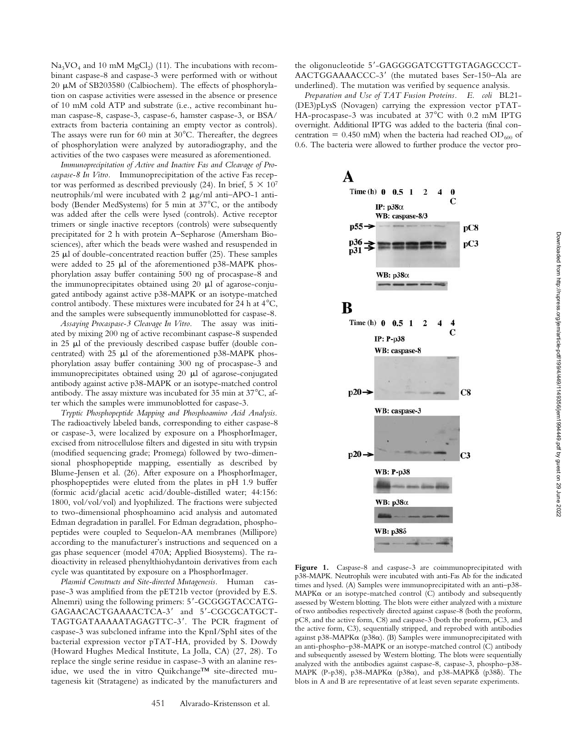$Na_3VO_4$ and 10 mM $MgCl_2$) (11). The incubations with recombinant caspase-8 and caspase-3 were performed with or without 20 μM of SB203580 (Calbiochem). The effects of phosphorylation on caspase activities were assessed in the absence or presence of 10 mM cold ATP and substrate (i.e., active recombinant human caspase-8, caspase-3, caspase-6, hamster caspase-3, or BSA/extracts from bacteria containing an empty vector as controls). The assays were run for 60 min at 30°C. Thereafter, the degrees of phosphorylation were analyzed by autoradiography, and the activities of the two caspases were measured as aforementioned.

*Immunoprecipitation of Active and Inactive Fas and Cleavage of Procaspase-8 In Vitro.* Immunoprecipitation of the active Fas receptor was performed as described previously (24). In brief, $5 \times 10^7$ neutrophils/ml were incubated with 2 μg/ml anti–APO-1 antibody (Bender MedSystems) for 5 min at 37°C, or the antibody was added after the cells were lysed (controls). Active receptor trimers or single inactive receptors (controls) were subsequently precipitated for 2 h with protein A–Sepharose (Amersham Biosciences), after which the beads were washed and resuspended in 25 μl of double-concentrated reaction buffer (25). These samples were added to 25 μl of the aforementioned p38-MAPK phosphorylation assay buffer containing 500 ng of procaspase-8 and the immunoprecipitates obtained using 20 μl of agarose-conjugated antibody against active p38-MAPK or an isotype-matched control antibody. These mixtures were incubated for 24 h at 4°C, and the samples were subsequently immunoblotted for caspase-8.

*Assaying Procaspase-3 Cleavage In Vitro.* The assay was initiated by mixing 200 ng of active recombinant caspase-8 suspended in 25 μl of the previously described caspase buffer (double concentrated) with 25 μl of the aforementioned p38-MAPK phosphorylation assay buffer containing 300 ng of procaspase-3 and immunoprecipitates obtained using 20 μl of agarose-conjugated antibody against active p38-MAPK or an isotype-matched control antibody. The assay mixture was incubated for 35 min at 37°C, after which the samples were immunoblotted for caspase-3.

*Tryptic Phosphopeptide Mapping and Phosphoamino Acid Analysis.* The radioactively labeled bands, corresponding to either caspase-8 or caspase-3, were localized by exposure on a PhosphorImager, excised from nitrocellulose filters and digested in situ with trypsin (modified sequencing grade; Promega) followed by two-dimensional phosphopeptide mapping, essentially as described by Blume-Jensen et al. (26). After exposure on a PhosphorImager, phosphopeptides were eluted from the plates in pH 1.9 buffer (formic acid/glacial acetic acid/double-distilled water; 44:156:1800, vol/vol/vol) and lyophilized. The fractions were subjected to two-dimensional phosphoamino acid analysis and automated Edman degradation in parallel. For Edman degradation, phosphopeptides were coupled to Sequelon-AA membranes (Millipore) according to the manufacturer's instructions and sequenced on a gas phase sequencer (model 470A; Applied Biosystems). The radioactivity in released phenylthiohydantoin derivatives from each cycle was quantitated by exposure on a PhosphorImager.

*Plasmid Constructs and Site-directed Mutagenesis.* Human caspase-3 was amplified from the pET21b vector (provided by E.S. Alnemri) using the following primers: 5′-GCGGGTACCATG-GAGAACACTGAAAACTCA-3′ and 5′-CGCGCATGCT-TAGTGATAAAAATAGAGTTC-3′. The PCR fragment of caspase-3 was subcloned inframe into the KpnI/SphI sites of the bacterial expression vector pTAT-HA, provided by S. Dowdy (Howard Hughes Medical Institute, La Jolla, CA) (27, 28). To replace the single serine residue in caspase-3 with an alanine residue, we used the in vitro Quikchange™ site-directed mutagenesis kit (Stratagene) as indicated by the manufacturers and the oligonucleotide 5′-GAGGGGATCGTTGTAGAGCCCT-AACTGGAAAACCC-3′ (the mutated bases Ser-150–Ala are underlined). The mutation was verified by sequence analysis.

*Preparation and Use of TAT Fusion Proteins.* *E. coli* BL21-(DE3)pLysS (Novagen) carrying the expression vector pTAT-HA-procaspase-3 was incubated at 37°C with 0.2 mM IPTG overnight. Additional IPTG was added to the bacteria (final concentration = 0.450 mM) when the bacteria had reached $OD_{600}$ of 0.6. The bacteria were allowed to further produce the vector pro-

**Figure 1.** Caspase-8 and caspase-3 are coimmunoprecipitated with p38-MAPK. Neutrophils were incubated with anti-Fas Ab for the indicated times and lysed. (A) Samples were immunoprecipitated with an anti–p38-MAPKα or an isotype-matched control (C) antibody and subsequently assessed by Western blotting. The blots were either analyzed with a mixture of two antibodies respectively directed against caspase-8 (both the proform, pC8, and the active form, C8) and caspase-3 (both the proform, pC3, and the active form, C3), sequentially stripped, and reprobed with antibodies against p38-MAPKα (p38α). (B) Samples were immunoprecipitated with an anti-phospho–p38-MAPK or an isotype-matched control (C) antibody and subsequently assessed by Western blotting. The blots were sequentially analyzed with the antibodies against caspase-8, caspase-3, phospho–p38-MAPK (P-p38), p38-MAPKα (p38α), and p38-MAPKδ (p38δ). The blots in A and B are representative of at least seven separate experiments.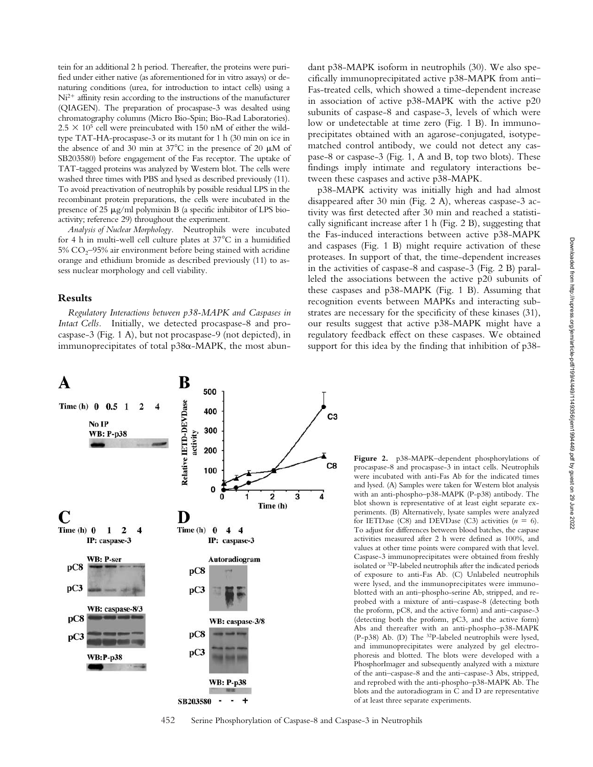tein for an additional 2 h period. Thereafter, the proteins were purified under either native (urea, as aforementioned for in vitro assays) or denaturing conditions (urea, for introduction to intact cells) using a $Ni^{2+}$ affinity resin according to the instructions of the manufacturer (QIAGEN). The preparation of procaspase-3 was desalted using chromatography columns (Micro Bio-Spin; Bio-Rad Laboratories). $2.5 \times 10^5$ cell were preincubated with 150 nM of either the wild-type TAT-HA-procaspase-3 or its mutant for 1 h (30 min on ice in the absence of and 30 min at 37°C in the presence of 20 μM of SB203580) before engagement of the Fas receptor. The uptake of TAT-tagged proteins was analyzed by Western blot. The cells were washed three times with PBS and lysed as described previously (11). To avoid preactivation of neutrophils by possible residual LPS in the recombinant protein preparations, the cells were incubated in the presence of 25 μg/ml polymyxin B (a specific inhibitor of LPS bioactivity; reference 29) throughout the experiment.

*Analysis of Nuclear Morphology.* Neutrophils were incubated for 4 h in multi-well cell culture plates at 37°C in a humidified 5% $CO_2$–95% air environment before being stained with acridine orange and ethidium bromide as described previously (11) to assess nuclear morphology and cell viability.

## Results

*Regulatory Interactions between p38-MAPK and Caspases in Intact Cells.* Initially, we detected procaspase-8 and procaspase-3 (Fig. 1 A), but not procaspase-9 (not depicted), in immunoprecipitates of total p38α-MAPK, the most abundant p38-MAPK isoform in neutrophils (30). We also specifically immunoprecipitated active p38-MAPK from anti–Fas-treated cells, which showed a time-dependent increase in association of active p38-MAPK with the active p20 subunits of caspase-8 and caspase-3, levels of which were low or undetectable at time zero (Fig. 1 B). In immunoprecipitates obtained with an agarose-conjugated, isotype-matched control antibody, we could not detect any caspase-8 or caspase-3 (Fig. 1, A and B, top two blots). These findings imply intimate and regulatory interactions between these caspases and active p38-MAPK.

p38-MAPK activity was initially high and had almost disappeared after 30 min (Fig. 2 A), whereas caspase-3 activity was first detected after 30 min and reached a statistically significant increase after 1 h (Fig. 2 B), suggesting that the Fas-induced interactions between active p38-MAPK and caspases (Fig. 1 B) might require activation of these proteases. In support of that, the time-dependent increases in the activities of caspase-8 and caspase-3 (Fig. 2 B) paralleled the associations between the active p20 subunits of these caspases and p38-MAPK (Fig. 1 B). Assuming that recognition events between MAPKs and interacting substrates are necessary for the specificity of these kinases (31), our results suggest that active p38-MAPK might have a regulatory feedback effect on these caspases. We obtained support for this idea by the finding that inhibition of p38-

**Figure 2.** p38-MAPK–dependent phosphorylations of procaspase-8 and procaspase-3 in intact cells. Neutrophils were incubated with anti-Fas Ab for the indicated times and lysed. (A) Samples were taken for Western blot analysis with an anti-phospho–p38-MAPK (P-p38) antibody. The blot shown is representative of at least eight separate experiments. (B) Alternatively, lysate samples were analyzed for IETDase (C8) and DEVDase (C3) activities ($n = 6$). To adjust for differences between blood batches, the caspase activities measured after 2 h were defined as 100%, and values at other time points were compared with that level. Caspase-3 immunoprecipitates were obtained from freshly isolated or $^{32}P$-labeled neutrophils after the indicated periods of exposure to anti-Fas Ab. (C) Unlabeled neutrophils were lysed, and the immunoprecipitates were immunoblotted with an anti–phospho-serine Ab, stripped, and reprobed with a mixture of anti–caspase-8 (detecting both the proform, pC8, and the active form) and anti–caspase-3 (detecting both the proform, pC3, and the active form) Abs and thereafter with an anti-phospho–p38-MAPK (P-p38) Ab. (D) The $^{32}P$-labeled neutrophils were lysed, and immunoprecipitates were analyzed by gel electrophoresis and blotted. The blots were developed with a PhosphorImager and subsequently analyzed with a mixture of the anti–caspase-8 and the anti–caspase-3 Abs, stripped, and reprobed with the anti-phospho–p38-MAPK Ab. The blots and the autoradiogram in C and D are representative of at least three separate experiments.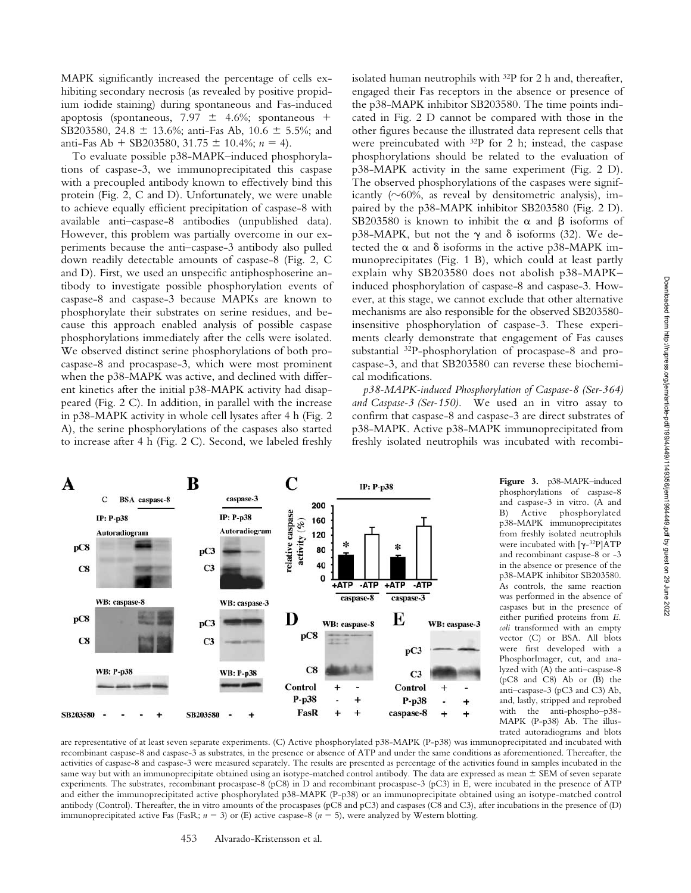MAPK significantly increased the percentage of cells exhibiting secondary necrosis (as revealed by positive propidium iodide staining) during spontaneous and Fas-induced apoptosis (spontaneous, 7.97 ± 4.6%; spontaneous + SB203580, 24.8 ± 13.6%; anti-Fas Ab, 10.6 ± 5.5%; and anti-Fas Ab + SB203580, 31.75 ± 10.4%; $n = 4$).

To evaluate possible p38-MAPK–induced phosphorylations of caspase-3, we immunoprecipitated this caspase with a precoupled antibody known to effectively bind this protein (Fig. 2, C and D). Unfortunately, we were unable to achieve equally efficient precipitation of caspase-8 with available anti–caspase-8 antibodies (unpublished data). However, this problem was partially overcome in our experiments because the anti–caspase-3 antibody also pulled down readily detectable amounts of caspase-8 (Fig. 2, C and D). First, we used an unspecific antiphosphoserine antibody to investigate possible phosphorylation events of caspase-8 and caspase-3 because MAPKs are known to phosphorylate their substrates on serine residues, and because this approach enabled analysis of possible caspase phosphorylations immediately after the cells were isolated. We observed distinct serine phosphorylations of both procaspase-8 and procaspase-3, which were most prominent when the p38-MAPK was active, and declined with different kinetics after the initial p38-MAPK activity had disappeared (Fig. 2 C). In addition, in parallel with the increase in p38-MAPK activity in whole cell lysates after 4 h (Fig. 2 A), the serine phosphorylations of the caspases also started to increase after 4 h (Fig. 2 C). Second, we labeled freshly isolated human neutrophils with $^{32}$P for 2 h and, thereafter, engaged their Fas receptors in the absence or presence of the p38-MAPK inhibitor SB203580. The time points indicated in Fig. 2 D cannot be compared with those in the other figures because the illustrated data represent cells that were preincubated with $^{32}$P for 2 h; instead, the caspase phosphorylations should be related to the evaluation of p38-MAPK activity in the same experiment (Fig. 2 D). The observed phosphorylations of the caspases were significantly (~60%, as reveal by densitometric analysis), impaired by the p38-MAPK inhibitor SB203580 (Fig. 2 D). SB203580 is known to inhibit the α and β isoforms of p38-MAPK, but not the γ and δ isoforms (32). We detected the α and δ isoforms in the active p38-MAPK immunoprecipitates (Fig. 1 B), which could at least partly explain why SB203580 does not abolish p38-MAPK–induced phosphorylation of caspase-8 and caspase-3. However, at this stage, we cannot exclude that other alternative mechanisms are also responsible for the observed SB203580-insensitive phosphorylation of caspase-3. These experiments clearly demonstrate that engagement of Fas causes substantial $^{32}$P-phosphorylation of procaspase-8 and procaspase-3, and that SB203580 can reverse these biochemical modifications.

*p38-MAPK-induced Phosphorylation of Caspase-8 (Ser-364) and Caspase-3 (Ser-150).* We used an in vitro assay to confirm that caspase-8 and caspase-3 are direct substrates of p38-MAPK. Active p38-MAPK immunoprecipitated from freshly isolated neutrophils was incubated with recombi-

**Figure 3.** p38-MAPK–induced phosphorylations of caspase-8 and caspase-3 in vitro. (A and B) Active phosphorylated p38-MAPK immunoprecipitates from freshly isolated neutrophils were incubated with [γ-$^{32}$P]ATP and recombinant caspase-8 or -3 in the absence or presence of the p38-MAPK inhibitor SB203580. As controls, the same reaction was performed in the absence of caspases but in the presence of either purified proteins from *E. coli* transformed with an empty vector (C) or BSA. All blots were first developed with a PhosphorImager, cut, and analyzed with (A) the anti–caspase-8 (pC8 and C8) Ab or (B) the anti–caspase-3 (pC3 and C3) Ab, and, lastly, stripped and reprobed with the anti-phospho–p38-MAPK (P-p38) Ab. The illustrated autoradiograms and blots are representative of at least seven separate experiments. (C) Active phosphorylated p38-MAPK (P-p38) was immunoprecipitated and incubated with recombinant caspase-8 and caspase-3 as substrates, in the presence or absence of ATP and under the same conditions as aforementioned. Thereafter, the activities of caspase-8 and caspase-3 were measured separately. The results are presented as percentage of the activities found in samples incubated in the same way but with an immunoprecipitate obtained using an isotype-matched control antibody. The data are expressed as mean ± SEM of seven separate experiments. The substrates, recombinant procaspase-8 (pC8) in D and recombinant procaspase-3 (pC3) in E, were incubated in the presence of ATP and either the immunoprecipitated active phosphorylated p38-MAPK (P-p38) or an immunoprecipitate obtained using an isotype-matched control antibody (Control). Thereafter, the in vitro amounts of the procaspases (pC8 and pC3) and caspases (C8 and C3), after incubations in the presence of (D) immunoprecipitated active Fas (FasR; $n = 3$) or (E) active caspase-8 ($n = 5$), were analyzed by Western blotting.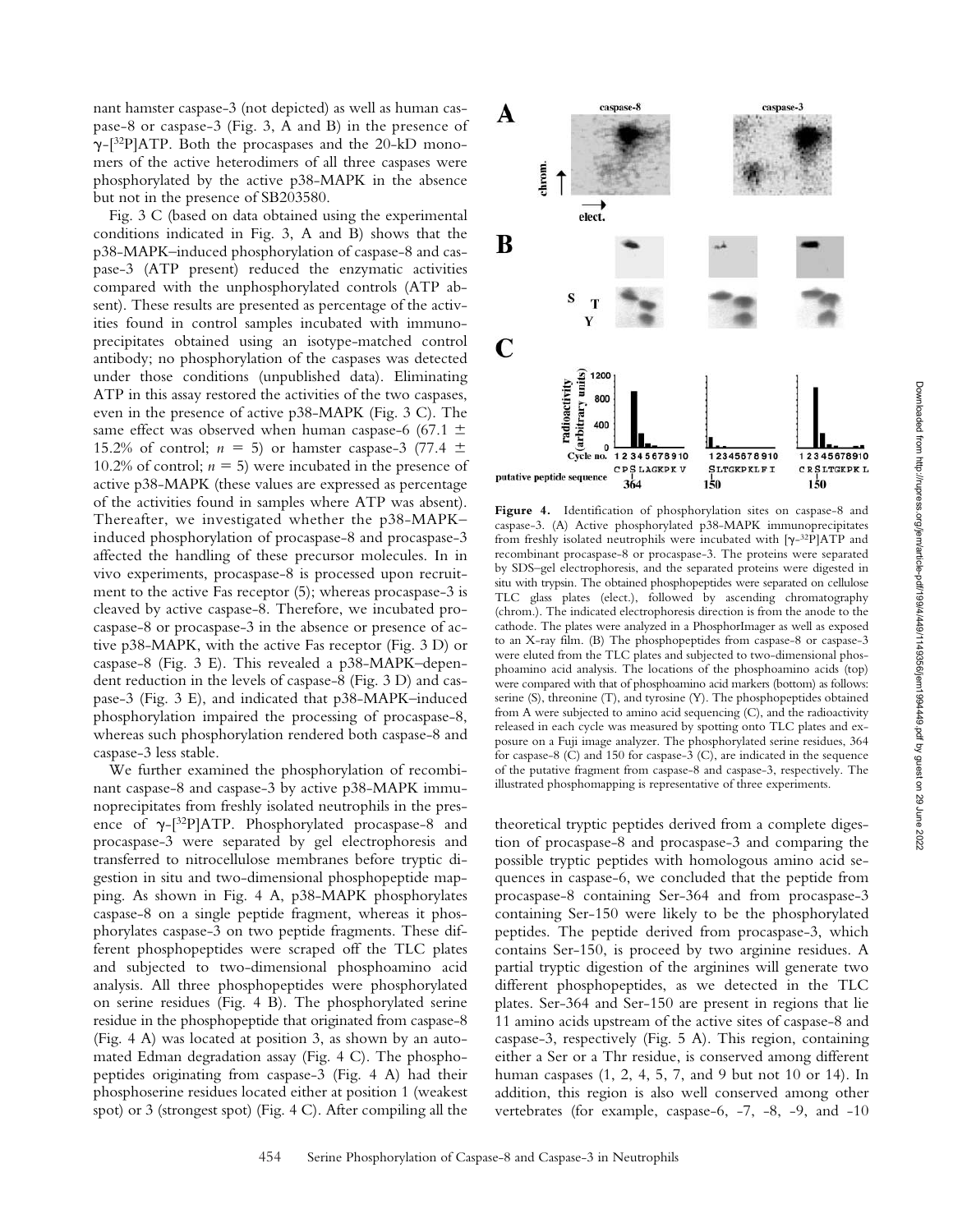nant hamster caspase-3 (not depicted) as well as human caspase-8 or caspase-3 (Fig. 3, A and B) in the presence of $\gamma$-[$^{32}$P]ATP. Both the procaspases and the 20-kD monomers of the active heterodimers of all three caspases were phosphorylated by the active p38-MAPK in the absence but not in the presence of SB203580.

Fig. 3 C (based on data obtained using the experimental conditions indicated in Fig. 3, A and B) shows that the p38-MAPK–induced phosphorylation of caspase-8 and caspase-3 (ATP present) reduced the enzymatic activities compared with the unphosphorylated controls (ATP absent). These results are presented as percentage of the activities found in control samples incubated with immunoprecipitates obtained using an isotype-matched control antibody; no phosphorylation of the caspases was detected under those conditions (unpublished data). Eliminating ATP in this assay restored the activities of the two caspases, even in the presence of active p38-MAPK (Fig. 3 C). The same effect was observed when human caspase-6 (67.1 ± 15.2% of control; $n = 5$) or hamster caspase-3 (77.4 ± 10.2% of control; $n = 5$) were incubated in the presence of active p38-MAPK (these values are expressed as percentage of the activities found in samples where ATP was absent). Thereafter, we investigated whether the p38-MAPK–induced phosphorylation of procaspase-8 and procaspase-3 affected the handling of these precursor molecules. In in vivo experiments, procaspase-8 is processed upon recruitment to the active Fas receptor (5); whereas procaspase-3 is cleaved by active caspase-8. Therefore, we incubated procaspase-8 or procaspase-3 in the absence or presence of active p38-MAPK, with the active Fas receptor (Fig. 3 D) or caspase-8 (Fig. 3 E). This revealed a p38-MAPK–dependent reduction in the levels of caspase-8 (Fig. 3 D) and caspase-3 (Fig. 3 E), and indicated that p38-MAPK–induced phosphorylation impaired the processing of procaspase-8, whereas such phosphorylation rendered both caspase-8 and caspase-3 less stable.

We further examined the phosphorylation of recombinant caspase-8 and caspase-3 by active p38-MAPK immunoprecipitates from freshly isolated neutrophils in the presence of $\gamma$-[$^{32}$P]ATP. Phosphorylated procaspase-8 and procaspase-3 were separated by gel electrophoresis and transferred to nitrocellulose membranes before tryptic digestion in situ and two-dimensional phosphopeptide mapping. As shown in Fig. 4 A, p38-MAPK phosphorylates caspase-8 on a single peptide fragment, whereas it phosphorylates caspase-3 on two peptide fragments. These different phosphopeptides were scraped off the TLC plates and subjected to two-dimensional phosphoamino acid analysis. All three phosphopeptides were phosphorylated on serine residues (Fig. 4 B). The phosphorylated serine residue in the phosphopeptide that originated from caspase-8 (Fig. 4 A) was located at position 3, as shown by an automated Edman degradation assay (Fig. 4 C). The phosphopeptides originating from caspase-3 (Fig. 4 A) had their phosphoserine residues located either at position 1 (weakest spot) or 3 (strongest spot) (Fig. 4 C). After compiling all the theoretical tryptic peptides derived from a complete digestion of procaspase-8 and procaspase-3 and comparing the possible tryptic peptides with homologous amino acid sequences in caspase-6, we concluded that the peptide from procaspase-8 containing Ser-364 and from procaspase-3 containing Ser-150 were likely to be the phosphorylated peptides. The peptide derived from procaspase-3, which contains Ser-150, is proceed by two arginine residues. A partial tryptic digestion of the arginines will generate two different phosphopeptides, as we detected in the TLC plates. Ser-364 and Ser-150 are present in regions that lie 11 amino acids upstream of the active sites of caspase-8 and caspase-3, respectively (Fig. 5 A). This region, containing either a Ser or a Thr residue, is conserved among different human caspases (1, 2, 4, 5, 7, and 9 but not 10 or 14). In addition, this region is also well conserved among other vertebrates (for example, caspase-6, -7, -8, -9, and -10

**Figure 4.** Identification of phosphorylation sites on caspase-8 and caspase-3. (A) Active phosphorylated p38-MAPK immunoprecipitates from freshly isolated neutrophils were incubated with [$\gamma$-$^{32}$P]ATP and recombinant procaspase-8 or procaspase-3. The proteins were separated by SDS–gel electrophoresis, and the separated proteins were digested in situ with trypsin. The obtained phosphopeptides were separated on cellulose TLC glass plates (elect.), followed by ascending chromatography (chrom.). The indicated electrophoresis direction is from the anode to the cathode. The plates were analyzed in a PhosphorImager as well as exposed to an X-ray film. (B) The phosphopeptides from caspase-8 or caspase-3 were eluted from the TLC plates and subjected to two-dimensional phosphoamino acid analysis. The locations of the phosphoamino acids (top) were compared with that of phosphoamino acid markers (bottom) as follows: serine (S), threonine (T), and tyrosine (Y). The phosphopeptides obtained from A were subjected to amino acid sequencing (C), and the radioactivity released in each cycle was measured by spotting onto TLC plates and exposure on a Fuji image analyzer. The phosphorylated serine residues, 364 for caspase-8 (C) and 150 for caspase-3 (C), are indicated in the sequence of the putative fragment from caspase-8 and caspase-3, respectively. The illustrated phosphomapping is representative of three experiments.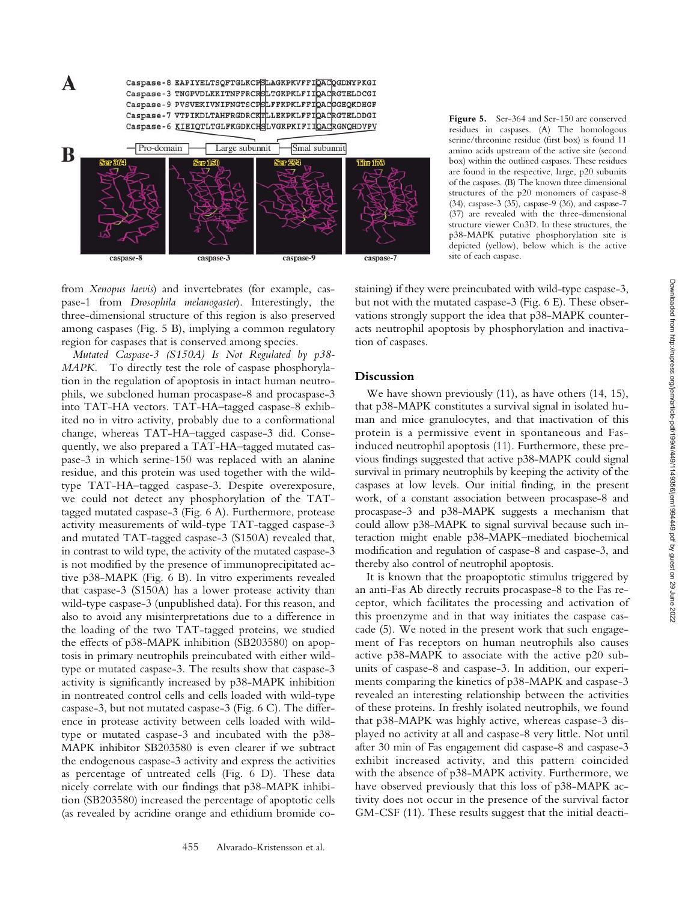A

```
Caspase-8 EAPIYELTSQFTGLKCPSLAGKPKVFFIQACQGDNYPKGI
Caspase-3 TNGPVDLKKITNFFRCRSLTGKPKLFIIQACRGTELDCGI
Caspase-9 PVSVEKIVNIFNGTSCPSLFFKPKLFFIQACGGEQKDHGF
Caspase-7 VTPIKDLTAHFRGDRCKTLLEKPKLFFIQACRGTELDDGI
Caspase-6 KIEIQTLTGLFKGDKCHSLVGKPKIFIIQACRGNQHDVPV
```

B

Pro-domain — Large subunnit — Smal subunnit

Ser 364 — Ser 150 — Ser 274 — Thr 173

caspase-8 — caspase-3 — caspase-9 — caspase-7

**Figure 5.** Ser-364 and Ser-150 are conserved residues in caspases. (A) The homologous serine/threonine residue (first box) is found 11 amino acids upstream of the active site (second box) within the outlined caspases. These residues are found in the respective, large, p20 subunits of the caspases. (B) The known three dimensional structures of the p20 monomers of caspase-8 (34), caspase-3 (35), caspase-9 (36), and caspase-7 (37) are revealed with the three-dimensional structure viewer Cn3D. In these structures, the p38-MAPK putative phosphorylation site is depicted (yellow), below which is the active site of each caspase.

from *Xenopus laevis*) and invertebrates (for example, caspase-1 from *Drosophila melanogaster*). Interestingly, the three-dimensional structure of this region is also preserved among caspases (Fig. 5 B), implying a common regulatory region for caspases that is conserved among species.

*Mutated Caspase-3 (S150A) Is Not Regulated by p38-MAPK.* To directly test the role of caspase phosphorylation in the regulation of apoptosis in intact human neutrophils, we subcloned human procaspase-8 and procaspase-3 into TAT-HA vectors. TAT-HA–tagged caspase-8 exhibited no in vitro activity, probably due to a conformational change, whereas TAT-HA–tagged caspase-3 did. Consequently, we also prepared a TAT-HA–tagged mutated caspase-3 in which serine-150 was replaced with an alanine residue, and this protein was used together with the wild-type TAT-HA–tagged caspase-3. Despite overexposure, we could not detect any phosphorylation of the TAT-tagged mutated caspase-3 (Fig. 6 A). Furthermore, protease activity measurements of wild-type TAT-tagged caspase-3 and mutated TAT-tagged caspase-3 (S150A) revealed that, in contrast to wild type, the activity of the mutated caspase-3 is not modified by the presence of immunoprecipitated active p38-MAPK (Fig. 6 B). In vitro experiments revealed that caspase-3 (S150A) has a lower protease activity than wild-type caspase-3 (unpublished data). For this reason, and also to avoid any misinterpretations due to a difference in the loading of the two TAT-tagged proteins, we studied the effects of p38-MAPK inhibition (SB203580) on apoptosis in primary neutrophils preincubated with either wild-type or mutated caspase-3. The results show that caspase-3 activity is significantly increased by p38-MAPK inhibition in nontreated control cells and cells loaded with wild-type caspase-3, but not mutated caspase-3 (Fig. 6 C). The difference in protease activity between cells loaded with wild-type or mutated caspase-3 and incubated with the p38-MAPK inhibitor SB203580 is even clearer if we subtract the endogenous caspase-3 activity and express the activities as percentage of untreated cells (Fig. 6 D). These data nicely correlate with our findings that p38-MAPK inhibition (SB203580) increased the percentage of apoptotic cells (as revealed by acridine orange and ethidium bromide co-staining) if they were preincubated with wild-type caspase-3, but not with the mutated caspase-3 (Fig. 6 E). These observations strongly support the idea that p38-MAPK counteracts neutrophil apoptosis by phosphorylation and inactivation of caspases.

## Discussion

We have shown previously (11), as have others (14, 15), that p38-MAPK constitutes a survival signal in isolated human and mice granulocytes, and that inactivation of this protein is a permissive event in spontaneous and Fas-induced neutrophil apoptosis (11). Furthermore, these previous findings suggested that active p38-MAPK could signal survival in primary neutrophils by keeping the activity of the caspases at low levels. Our initial finding, in the present work, of a constant association between procaspase-8 and procaspase-3 and p38-MAPK suggests a mechanism that could allow p38-MAPK to signal survival because such interaction might enable p38-MAPK–mediated biochemical modification and regulation of caspase-8 and caspase-3, and thereby also control of neutrophil apoptosis.

It is known that the proapoptotic stimulus triggered by an anti-Fas Ab directly recruits procaspase-8 to the Fas receptor, which facilitates the processing and activation of this proenzyme and in that way initiates the caspase cascade (5). We noted in the present work that such engagement of Fas receptors on human neutrophils also causes active p38-MAPK to associate with the active p20 subunits of caspase-8 and caspase-3. In addition, our experiments comparing the kinetics of p38-MAPK and caspase-3 revealed an interesting relationship between the activities of these proteins. In freshly isolated neutrophils, we found that p38-MAPK was highly active, whereas caspase-3 displayed no activity at all and caspase-8 very little. Not until after 30 min of Fas engagement did caspase-8 and caspase-3 exhibit increased activity, and this pattern coincided with the absence of p38-MAPK activity. Furthermore, we have observed previously that this loss of p38-MAPK activity does not occur in the presence of the survival factor GM-CSF (11). These results suggest that the initial deacti-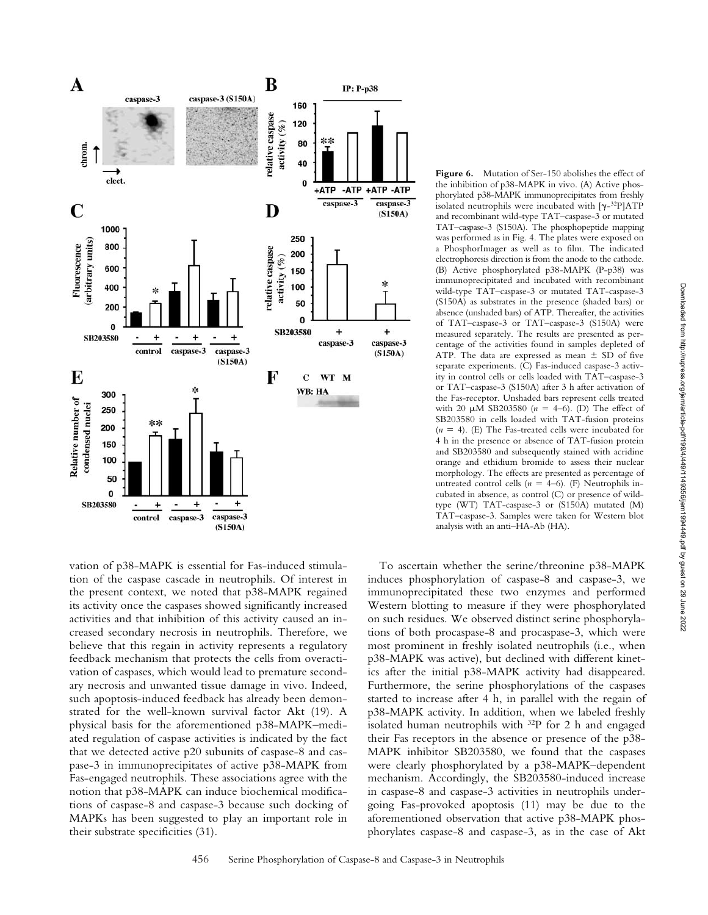**Figure 6.** Mutation of Ser-150 abolishes the effect of the inhibition of p38-MAPK in vivo. (A) Active phosphorylated p38-MAPK immunoprecipitates from freshly isolated neutrophils were incubated with [$\gamma$-$^{32}$P]ATP and recombinant wild-type TAT–caspase-3 or mutated TAT–caspase-3 (S150A). The phosphopeptide mapping was performed as in Fig. 4. The plates were exposed on a PhosphorImager as well as to film. The indicated electrophoresis direction is from the anode to the cathode. (B) Active phosphorylated p38-MAPK (P-p38) was immunoprecipitated and incubated with recombinant wild-type TAT–caspase-3 or mutated TAT–caspase-3 (S150A) as substrates in the presence (shaded bars) or absence (unshaded bars) of ATP. Thereafter, the activities of TAT–caspase-3 or TAT–caspase-3 (S150A) were measured separately. The results are presented as percentage of the activities found in samples depleted of ATP. The data are expressed as mean ± SD of five separate experiments. (C) Fas-induced caspase-3 activity in control cells or cells loaded with TAT–caspase-3 or TAT–caspase-3 (S150A) after 3 h after activation of the Fas-receptor. Unshaded bars represent cells treated with 20 μM SB203580 ($n$ = 4–6). (D) The effect of SB203580 in cells loaded with TAT-fusion proteins ($n$ = 4). (E) The Fas-treated cells were incubated for 4 h in the presence or absence of TAT-fusion protein and SB203580 and subsequently stained with acridine orange and ethidium bromide to assess their nuclear morphology. The effects are presented as percentage of untreated control cells ($n$ = 4–6). (F) Neutrophils incubated in absence, as control (C) or presence of wild-type (WT) TAT–caspase-3 or (S150A) mutated (M) TAT–caspase-3. Samples were taken for Western blot analysis with an anti–HA-Ab (HA).

vation of p38-MAPK is essential for Fas-induced stimulation of the caspase cascade in neutrophils. Of interest in the present context, we noted that p38-MAPK regained its activity once the caspases showed significantly increased activities and that inhibition of this activity caused an increased secondary necrosis in neutrophils. Therefore, we believe that this regain in activity represents a regulatory feedback mechanism that protects the cells from overactivation of caspases, which would lead to premature secondary necrosis and unwanted tissue damage in vivo. Indeed, such apoptosis-induced feedback has already been demonstrated for the well-known survival factor Akt (19). A physical basis for the aforementioned p38-MAPK–mediated regulation of caspase activities is indicated by the fact that we detected active p20 subunits of caspase-8 and caspase-3 in immunoprecipitates of active p38-MAPK from Fas-engaged neutrophils. These associations agree with the notion that p38-MAPK can induce biochemical modifications of caspase-8 and caspase-3 because such docking of MAPKs has been suggested to play an important role in their substrate specificities (31).

To ascertain whether the serine/threonine p38-MAPK induces phosphorylation of caspase-8 and caspase-3, we immunoprecipitated these two enzymes and performed Western blotting to measure if they were phosphorylated on such residues. We observed distinct serine phosphorylations of both procaspase-8 and procaspase-3, which were most prominent in freshly isolated neutrophils (i.e., when p38-MAPK was active), but declined with different kinetics after the initial p38-MAPK activity had disappeared. Furthermore, the serine phosphorylations of the caspases started to increase after 4 h, in parallel with the regain of p38-MAPK activity. In addition, when we labeled freshly isolated human neutrophils with $^{32}$P for 2 h and engaged their Fas receptors in the absence or presence of the p38-MAPK inhibitor SB203580, we found that the caspases were clearly phosphorylated by a p38-MAPK–dependent mechanism. Accordingly, the SB203580-induced increase in caspase-8 and caspase-3 activities in neutrophils undergoing Fas-provoked apoptosis (11) may be due to the aforementioned observation that active p38-MAPK phosphorylates caspase-8 and caspase-3, as in the case of Akt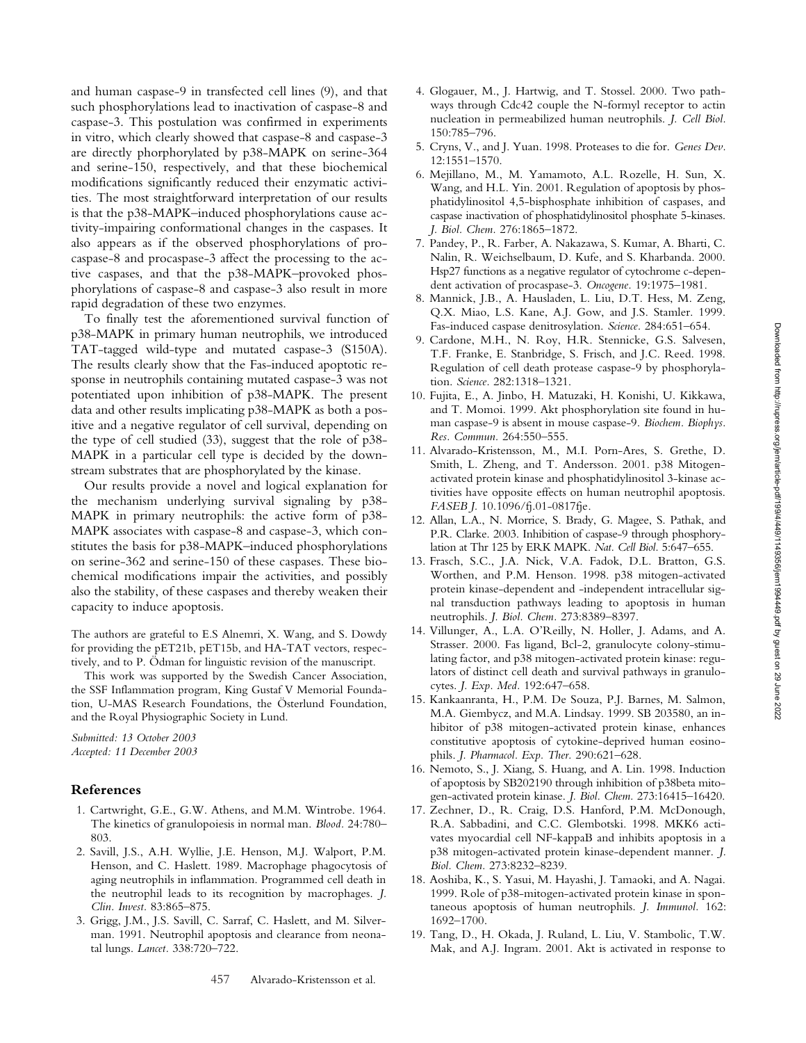and human caspase-9 in transfected cell lines (9), and that such phosphorylations lead to inactivation of caspase-8 and caspase-3. This postulation was confirmed in experiments in vitro, which clearly showed that caspase-8 and caspase-3 are directly phorphorylated by p38-MAPK on serine-364 and serine-150, respectively, and that these biochemical modifications significantly reduced their enzymatic activities. The most straightforward interpretation of our results is that the p38-MAPK–induced phosphorylations cause activity-impairing conformational changes in the caspases. It also appears as if the observed phosphorylations of procaspase-8 and procaspase-3 affect the processing to the active caspases, and that the p38-MAPK–provoked phosphorylations of caspase-8 and caspase-3 also result in more rapid degradation of these two enzymes.

To finally test the aforementioned survival function of p38-MAPK in primary human neutrophils, we introduced TAT-tagged wild-type and mutated caspase-3 (S150A). The results clearly show that the Fas-induced apoptotic response in neutrophils containing mutated caspase-3 was not potentiated upon inhibition of p38-MAPK. The present data and other results implicating p38-MAPK as both a positive and a negative regulator of cell survival, depending on the type of cell studied (33), suggest that the role of p38-MAPK in a particular cell type is decided by the downstream substrates that are phosphorylated by the kinase.

Our results provide a novel and logical explanation for the mechanism underlying survival signaling by p38-MAPK in primary neutrophils: the active form of p38-MAPK associates with caspase-8 and caspase-3, which constitutes the basis for p38-MAPK–induced phosphorylations on serine-362 and serine-150 of these caspases. These biochemical modifications impair the activities, and possibly also the stability, of these caspases and thereby weaken their capacity to induce apoptosis.

The authors are grateful to E.S Alnemri, X. Wang, and S. Dowdy for providing the pET21b, pET15b, and HA-TAT vectors, respectively, and to P. Ödman for linguistic revision of the manuscript.

This work was supported by the Swedish Cancer Association, the SSF Inflammation program, King Gustaf V Memorial Foundation, U-MAS Research Foundations, the Österlund Foundation, and the Royal Physiographic Society in Lund.

*Submitted: 13 October 2003*
*Accepted: 11 December 2003*

## References

1. Cartwright, G.E., G.W. Athens, and M.M. Wintrobe. 1964. The kinetics of granulopoiesis in normal man. *Blood.* 24:780–803.
2. Savill, J.S., A.H. Wyllie, J.E. Henson, M.J. Walport, P.M. Henson, and C. Haslett. 1989. Macrophage phagocytosis of aging neutrophils in inflammation. Programmed cell death in the neutrophil leads to its recognition by macrophages. *J. Clin. Invest.* 83:865–875.
3. Grigg, J.M., J.S. Savill, C. Sarraf, C. Haslett, and M. Silverman. 1991. Neutrophil apoptosis and clearance from neonatal lungs. *Lancet.* 338:720–722.
4. Glogauer, M., J. Hartwig, and T. Stossel. 2000. Two pathways through Cdc42 couple the N-formyl receptor to actin nucleation in permeabilized human neutrophils. *J. Cell Biol.* 150:785–796.
5. Cryns, V., and J. Yuan. 1998. Proteases to die for. *Genes Dev.* 12:1551–1570.
6. Mejillano, M., M. Yamamoto, A.L. Rozelle, H. Sun, X. Wang, and H.L. Yin. 2001. Regulation of apoptosis by phosphatidylinositol 4,5-bisphosphate inhibition of caspases, and caspase inactivation of phosphatidylinositol phosphate 5-kinases. *J. Biol. Chem.* 276:1865–1872.
7. Pandey, P., R. Farber, A. Nakazawa, S. Kumar, A. Bharti, C. Nalin, R. Weichselbaum, D. Kufe, and S. Kharbanda. 2000. Hsp27 functions as a negative regulator of cytochrome c-dependent activation of procaspase-3. *Oncogene.* 19:1975–1981.
8. Mannick, J.B., A. Hausladen, L. Liu, D.T. Hess, M. Zeng, Q.X. Miao, L.S. Kane, A.J. Gow, and J.S. Stamler. 1999. Fas-induced caspase denitrosylation. *Science.* 284:651–654.
9. Cardone, M.H., N. Roy, H.R. Stennicke, G.S. Salvesen, T.F. Franke, E. Stanbridge, S. Frisch, and J.C. Reed. 1998. Regulation of cell death protease caspase-9 by phosphorylation. *Science.* 282:1318–1321.
10. Fujita, E., A. Jinbo, H. Matuzaki, H. Konishi, U. Kikkawa, and T. Momoi. 1999. Akt phosphorylation site found in human caspase-9 is absent in mouse caspase-9. *Biochem. Biophys. Res. Commun.* 264:550–555.
11. Alvarado-Kristensson, M., M.I. Porn-Ares, S. Grethe, D. Smith, L. Zheng, and T. Andersson. 2001. p38 Mitogen-activated protein kinase and phosphatidylinositol 3-kinase activities have opposite effects on human neutrophil apoptosis. *FASEB J.* 10.1096/fj.01-0817fje.
12. Allan, L.A., N. Morrice, S. Brady, G. Magee, S. Pathak, and P.R. Clarke. 2003. Inhibition of caspase-9 through phosphorylation at Thr 125 by ERK MAPK. *Nat. Cell Biol.* 5:647–655.
13. Frasch, S.C., J.A. Nick, V.A. Fadok, D.L. Bratton, G.S. Worthen, and P.M. Henson. 1998. p38 mitogen-activated protein kinase-dependent and -independent intracellular signal transduction pathways leading to apoptosis in human neutrophils. *J. Biol. Chem.* 273:8389–8397.
14. Villunger, A., L.A. O'Reilly, N. Holler, J. Adams, and A. Strasser. 2000. Fas ligand, Bcl-2, granulocyte colony-stimulating factor, and p38 mitogen-activated protein kinase: regulators of distinct cell death and survival pathways in granulocytes. *J. Exp. Med.* 192:647–658.
15. Kankaanranta, H., P.M. De Souza, P.J. Barnes, M. Salmon, M.A. Giembycz, and M.A. Lindsay. 1999. SB 203580, an inhibitor of p38 mitogen-activated protein kinase, enhances constitutive apoptosis of cytokine-deprived human eosinophils. *J. Pharmacol. Exp. Ther.* 290:621–628.
16. Nemoto, S., J. Xiang, S. Huang, and A. Lin. 1998. Induction of apoptosis by SB202190 through inhibition of p38beta mitogen-activated protein kinase. *J. Biol. Chem.* 273:16415–16420.
17. Zechner, D., R. Craig, D.S. Hanford, P.M. McDonough, R.A. Sabbadini, and C.C. Glembotski. 1998. MKK6 activates myocardial cell NF-kappaB and inhibits apoptosis in a p38 mitogen-activated protein kinase-dependent manner. *J. Biol. Chem.* 273:8232–8239.
18. Aoshiba, K., S. Yasui, M. Hayashi, J. Tamaoki, and A. Nagai. 1999. Role of p38-mitogen-activated protein kinase in spontaneous apoptosis of human neutrophils. *J. Immunol.* 162: 1692–1700.
19. Tang, D., H. Okada, J. Ruland, L. Liu, V. Stambolic, T.W. Mak, and A.J. Ingram. 2001. Akt is activated in response to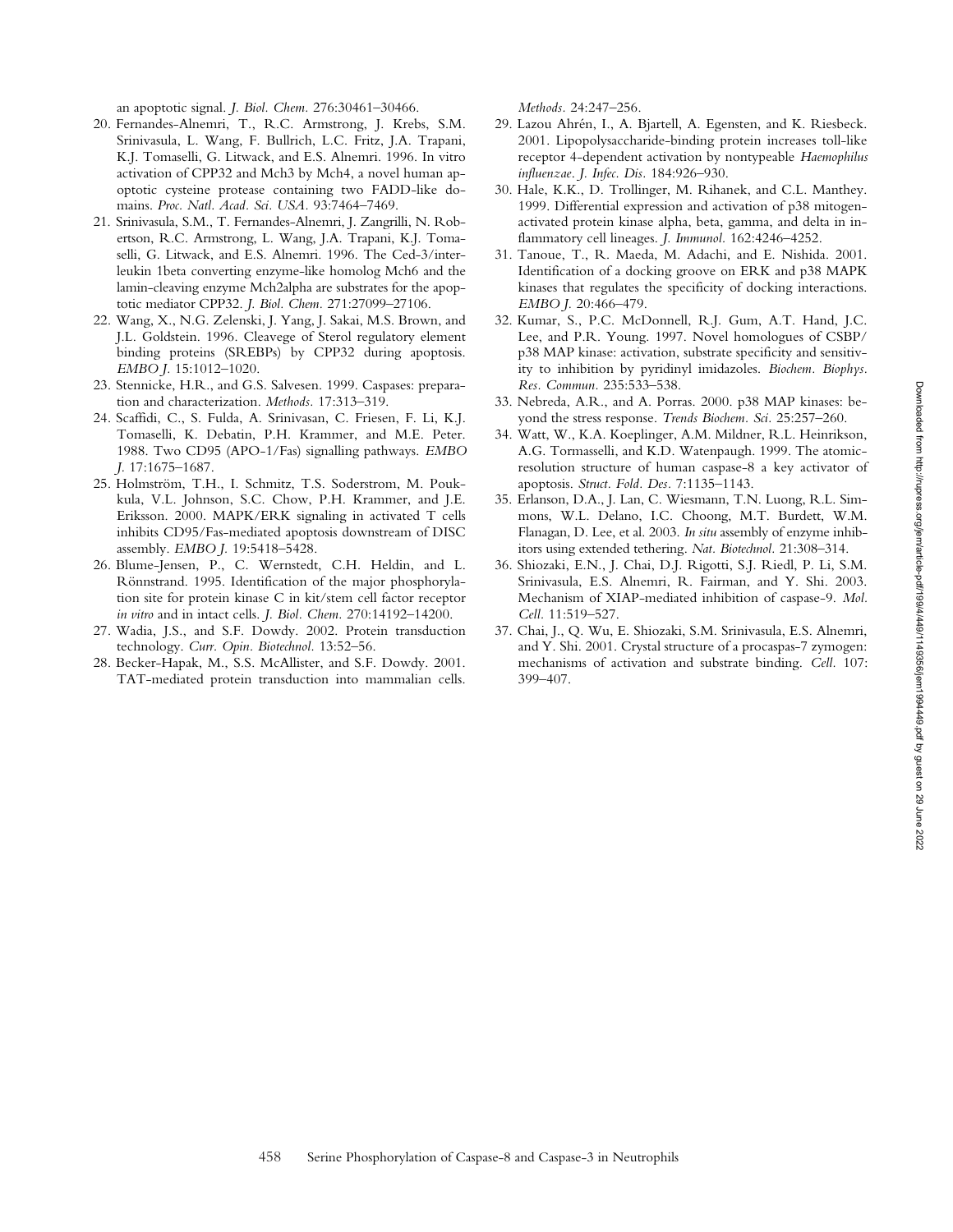an apoptotic signal. *J. Biol. Chem.* 276:30461–30466.

20. Fernandes-Alnemri, T., R.C. Armstrong, J. Krebs, S.M. Srinivasula, L. Wang, F. Bullrich, L.C. Fritz, J.A. Trapani, K.J. Tomaselli, G. Litwack, and E.S. Alnemri. 1996. In vitro activation of CPP32 and Mch3 by Mch4, a novel human apoptotic cysteine protease containing two FADD-like domains. *Proc. Natl. Acad. Sci. USA.* 93:7464–7469.
21. Srinivasula, S.M., T. Fernandes-Alnemri, J. Zangrilli, N. Robertson, R.C. Armstrong, L. Wang, J.A. Trapani, K.J. Tomaselli, G. Litwack, and E.S. Alnemri. 1996. The Ced-3/interleukin 1beta converting enzyme-like homolog Mch6 and the lamin-cleaving enzyme Mch2alpha are substrates for the apoptotic mediator CPP32. *J. Biol. Chem.* 271:27099–27106.
22. Wang, X., N.G. Zelenski, J. Yang, J. Sakai, M.S. Brown, and J.L. Goldstein. 1996. Cleavege of Sterol regulatory element binding proteins (SREBPs) by CPP32 during apoptosis. *EMBO J.* 15:1012–1020.
23. Stennicke, H.R., and G.S. Salvesen. 1999. Caspases: preparation and characterization. *Methods.* 17:313–319.
24. Scaffidi, C., S. Fulda, A. Srinivasan, C. Friesen, F. Li, K.J. Tomaselli, K. Debatin, P.H. Krammer, and M.E. Peter. 1988. Two CD95 (APO-1/Fas) signalling pathways. *EMBO J.* 17:1675–1687.
25. Holmström, T.H., I. Schmitz, T.S. Soderstrom, M. Poukkula, V.L. Johnson, S.C. Chow, P.H. Krammer, and J.E. Eriksson. 2000. MAPK/ERK signaling in activated T cells inhibits CD95/Fas-mediated apoptosis downstream of DISC assembly. *EMBO J.* 19:5418–5428.
26. Blume-Jensen, P., C. Wernstedt, C.H. Heldin, and L. Rönnstrand. 1995. Identification of the major phosphorylation site for protein kinase C in kit/stem cell factor receptor *in vitro* and in intact cells. *J. Biol. Chem.* 270:14192–14200.
27. Wadia, J.S., and S.F. Dowdy. 2002. Protein transduction technology. *Curr. Opin. Biotechnol.* 13:52–56.
28. Becker-Hapak, M., S.S. McAllister, and S.F. Dowdy. 2001. TAT-mediated protein transduction into mammalian cells. *Methods.* 24:247–256.
29. Lazou Ahrén, I., A. Bjartell, A. Egensten, and K. Riesbeck. 2001. Lipopolysaccharide-binding protein increases toll-like receptor 4-dependent activation by nontypeable *Haemophilus influenzae*. *J. Infec. Dis.* 184:926–930.
30. Hale, K.K., D. Trollinger, M. Rihanek, and C.L. Manthey. 1999. Differential expression and activation of p38 mitogen-activated protein kinase alpha, beta, gamma, and delta in inflammatory cell lineages. *J. Immunol.* 162:4246–4252.
31. Tanoue, T., R. Maeda, M. Adachi, and E. Nishida. 2001. Identification of a docking groove on ERK and p38 MAPK kinases that regulates the specificity of docking interactions. *EMBO J.* 20:466–479.
32. Kumar, S., P.C. McDonnell, R.J. Gum, A.T. Hand, J.C. Lee, and P.R. Young. 1997. Novel homologues of CSBP/p38 MAP kinase: activation, substrate specificity and sensitivity to inhibition by pyridinyl imidazoles. *Biochem. Biophys. Res. Commun.* 235:533–538.
33. Nebreda, A.R., and A. Porras. 2000. p38 MAP kinases: beyond the stress response. *Trends Biochem. Sci.* 25:257–260.
34. Watt, W., K.A. Koeplinger, A.M. Mildner, R.L. Heinrikson, A.G. Tormasselli, and K.D. Watenpaugh. 1999. The atomic-resolution structure of human caspase-8 a key activator of apoptosis. *Struct. Fold. Des.* 7:1135–1143.
35. Erlanson, D.A., J. Lan, C. Wiesmann, T.N. Luong, R.L. Simmons, W.L. Delano, I.C. Choong, M.T. Burdett, W.M. Flanagan, D. Lee, et al. 2003. *In situ* assembly of enzyme inhibitors using extended tethering. *Nat. Biotechnol.* 21:308–314.
36. Shiozaki, E.N., J. Chai, D.J. Rigotti, S.J. Riedl, P. Li, S.M. Srinivasula, E.S. Alnemri, R. Fairman, and Y. Shi. 2003. Mechanism of XIAP-mediated inhibition of caspase-9. *Mol. Cell.* 11:519–527.
37. Chai, J., Q. Wu, E. Shiozaki, S.M. Srinivasula, E.S. Alnemri, and Y. Shi. 2001. Crystal structure of a procaspas-7 zymogen: mechanisms of activation and substrate binding. *Cell.* 107: 399–407.